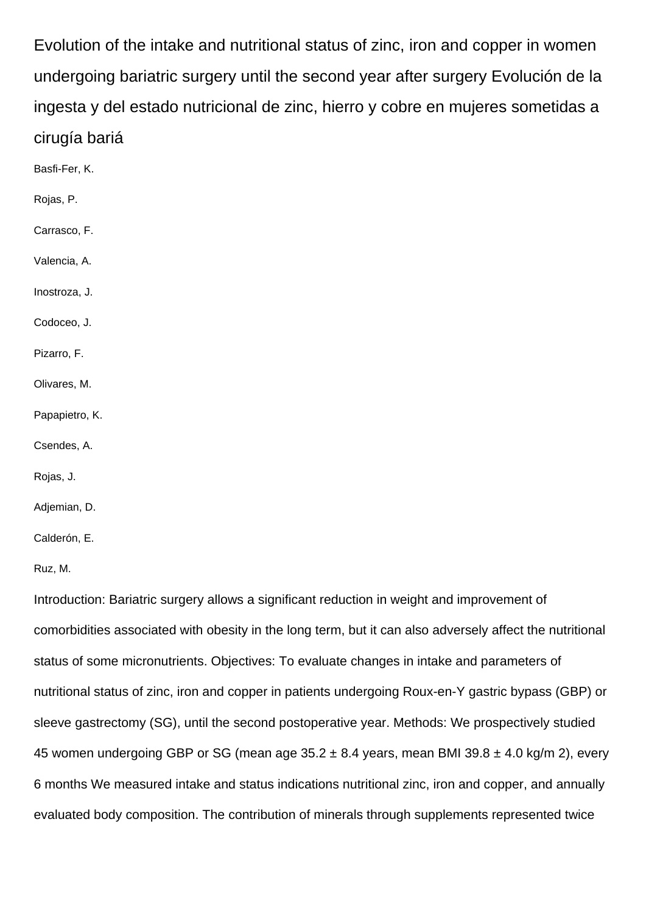# Evolution of the intake and nutritional status of zinc, iron and copper in women undergoing bariatric surgery until the second year after surgery Evolución de la ingesta y del estado nutricional de zinc, hierro y cobre en mujeres sometidas a cirugía bariá

Basfi-Fer, K.

Rojas, P.

Carrasco, F.

Valencia, A.

Inostroza, J.

Codoceo, J.

Pizarro, F.

Olivares, M.

Papapietro, K.

Csendes, A.

Rojas, J.

Adjemian, D.

Calderón, E.

Ruz, M.

Introduction: Bariatric surgery allows a significant reduction in weight and improvement of comorbidities associated with obesity in the long term, but it can also adversely affect the nutritional status of some micronutrients. Objectives: To evaluate changes in intake and parameters of nutritional status of zinc, iron and copper in patients undergoing Roux-en-Y gastric bypass (GBP) or sleeve gastrectomy (SG), until the second postoperative year. Methods: We prospectively studied 45 women undergoing GBP or SG (mean age 35.2 ± 8.4 years, mean BMI 39.8 ± 4.0 kg/m 2), every 6 months We measured intake and status indications nutritional zinc, iron and copper, and annually evaluated body composition. The contribution of minerals through supplements represented twice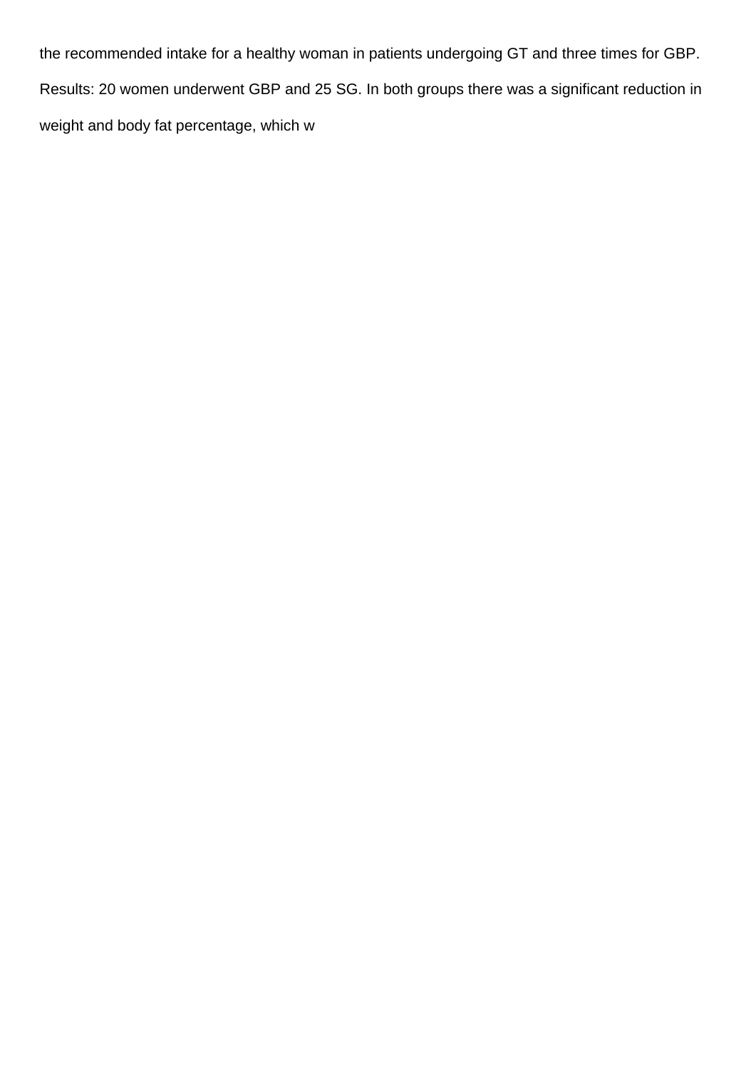the recommended intake for a healthy woman in patients undergoing GT and three times for GBP.

Results: 20 women underwent GBP and 25 SG. In both groups there was a significant reduction in weight and body fat percentage, which w